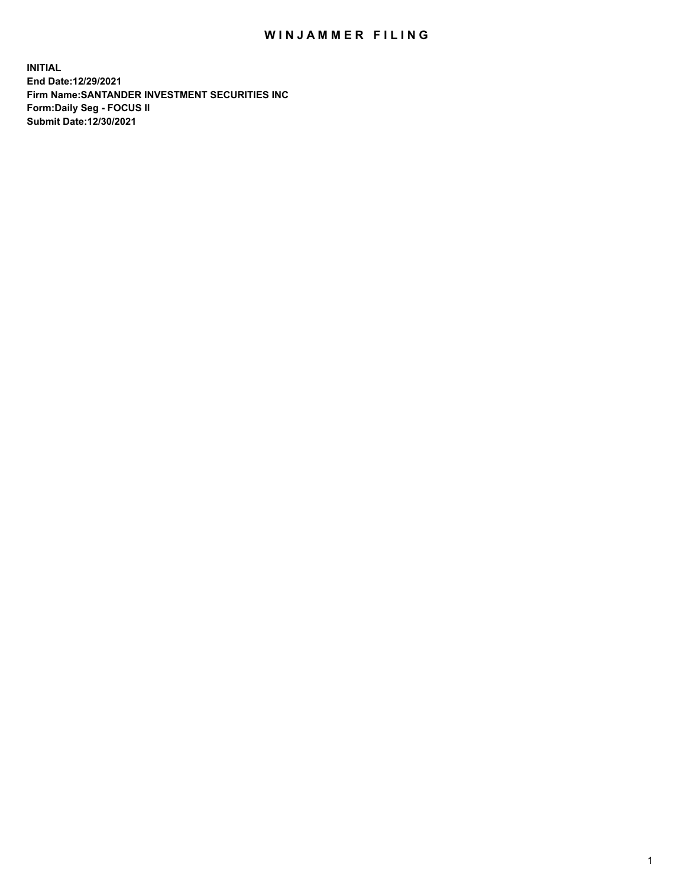# WINJAMMER FILING

**INITIAL**
**End Date:12/29/2021**
**Firm Name:SANTANDER INVESTMENT SECURITIES INC**
**Form:Daily Seg - FOCUS II**
**Submit Date:12/30/2021**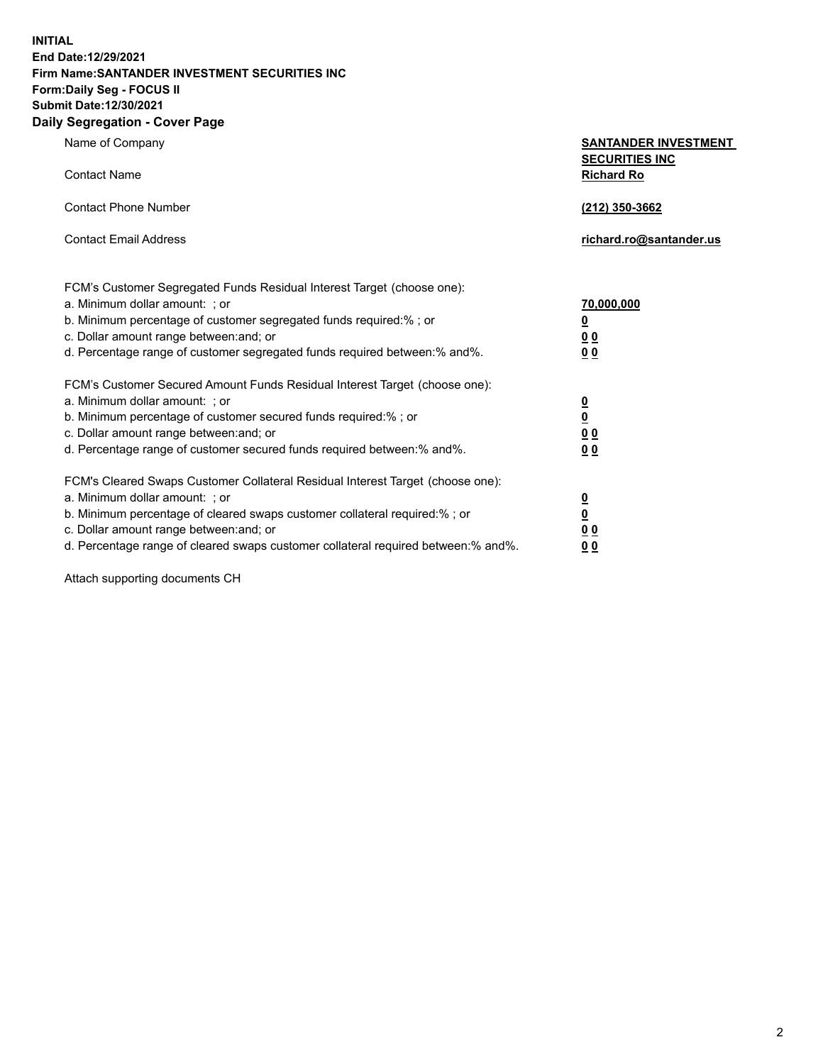**INITIAL**
**End Date:12/29/2021**
**Firm Name:SANTANDER INVESTMENT SECURITIES INC**
**Form:Daily Seg - FOCUS II**
**Submit Date:12/30/2021**

## Daily Segregation - Cover Page

| | |
|---|---|
| Name of Company | **SANTANDER INVESTMENT SECURITIES INC** |
| Contact Name | **Richard Ro** |
| Contact Phone Number | **(212) 350-3662** |
| Contact Email Address | **richard.ro@santander.us** |

| FCM's Customer Segregated Funds Residual Interest Target (choose one): | |
|---|---|
| a. Minimum dollar amount: ; or | **70,000,000** |
| b. Minimum percentage of customer segregated funds required:% ; or | **0** |
| c. Dollar amount range between:and; or | **0 0** |
| d. Percentage range of customer segregated funds required between:% and%. | **0 0** |

| FCM's Customer Secured Amount Funds Residual Interest Target (choose one): | |
|---|---|
| a. Minimum dollar amount: ; or | **0** |
| b. Minimum percentage of customer secured funds required:% ; or | **0** |
| c. Dollar amount range between:and; or | **0 0** |
| d. Percentage range of customer secured funds required between:% and%. | **0 0** |

| FCM's Cleared Swaps Customer Collateral Residual Interest Target (choose one): | |
|---|---|
| a. Minimum dollar amount: ; or | **0** |
| b. Minimum percentage of cleared swaps customer collateral required:% ; or | **0** |
| c. Dollar amount range between:and; or | **0 0** |
| d. Percentage range of cleared swaps customer collateral required between:% and%. | **0 0** |

Attach supporting documents CH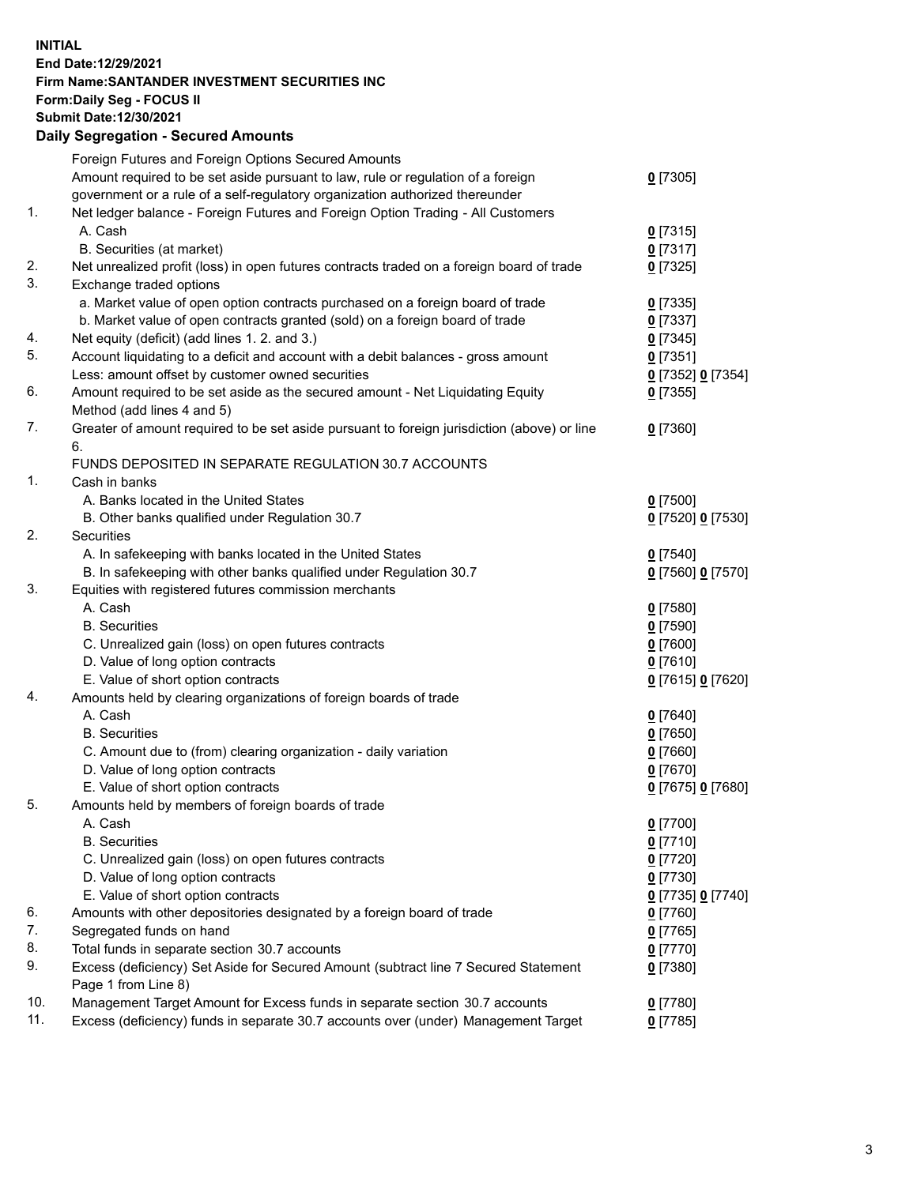**INITIAL**
**End Date:12/29/2021**
**Firm Name:SANTANDER INVESTMENT SECURITIES INC**
**Form:Daily Seg - FOCUS II**
**Submit Date:12/30/2021**

## Daily Segregation - Secured Amounts

| | | |
|---|---|---|
| | Foreign Futures and Foreign Options Secured Amounts | |
| | Amount required to be set aside pursuant to law, rule or regulation of a foreign government or a rule of a self-regulatory organization authorized thereunder | 0 [7305] |
| 1. | Net ledger balance - Foreign Futures and Foreign Option Trading - All Customers | |
| | A. Cash | 0 [7315] |
| | B. Securities (at market) | 0 [7317] |
| 2. | Net unrealized profit (loss) in open futures contracts traded on a foreign board of trade | 0 [7325] |
| 3. | Exchange traded options | |
| | a. Market value of open option contracts purchased on a foreign board of trade | 0 [7335] |
| | b. Market value of open contracts granted (sold) on a foreign board of trade | 0 [7337] |
| 4. | Net equity (deficit) (add lines 1. 2. and 3.) | 0 [7345] |
| 5. | Account liquidating to a deficit and account with a debit balances - gross amount | 0 [7351] |
| | Less: amount offset by customer owned securities | 0 [7352] 0 [7354] |
| 6. | Amount required to be set aside as the secured amount - Net Liquidating Equity Method (add lines 4 and 5) | 0 [7355] |
| 7. | Greater of amount required to be set aside pursuant to foreign jurisdiction (above) or line 6. | 0 [7360] |
| | FUNDS DEPOSITED IN SEPARATE REGULATION 30.7 ACCOUNTS | |
| 1. | Cash in banks | |
| | A. Banks located in the United States | 0 [7500] |
| | B. Other banks qualified under Regulation 30.7 | 0 [7520] 0 [7530] |
| 2. | Securities | |
| | A. In safekeeping with banks located in the United States | 0 [7540] |
| | B. In safekeeping with other banks qualified under Regulation 30.7 | 0 [7560] 0 [7570] |
| 3. | Equities with registered futures commission merchants | |
| | A. Cash | 0 [7580] |
| | B. Securities | 0 [7590] |
| | C. Unrealized gain (loss) on open futures contracts | 0 [7600] |
| | D. Value of long option contracts | 0 [7610] |
| | E. Value of short option contracts | 0 [7615] 0 [7620] |
| 4. | Amounts held by clearing organizations of foreign boards of trade | |
| | A. Cash | 0 [7640] |
| | B. Securities | 0 [7650] |
| | C. Amount due to (from) clearing organization - daily variation | 0 [7660] |
| | D. Value of long option contracts | 0 [7670] |
| | E. Value of short option contracts | 0 [7675] 0 [7680] |
| 5. | Amounts held by members of foreign boards of trade | |
| | A. Cash | 0 [7700] |
| | B. Securities | 0 [7710] |
| | C. Unrealized gain (loss) on open futures contracts | 0 [7720] |
| | D. Value of long option contracts | 0 [7730] |
| | E. Value of short option contracts | 0 [7735] 0 [7740] |
| 6. | Amounts with other depositories designated by a foreign board of trade | 0 [7760] |
| 7. | Segregated funds on hand | 0 [7765] |
| 8. | Total funds in separate section 30.7 accounts | 0 [7770] |
| 9. | Excess (deficiency) Set Aside for Secured Amount (subtract line 7 Secured Statement Page 1 from Line 8) | 0 [7380] |
| 10. | Management Target Amount for Excess funds in separate section 30.7 accounts | 0 [7780] |
| 11. | Excess (deficiency) funds in separate 30.7 accounts over (under) Management Target | 0 [7785] |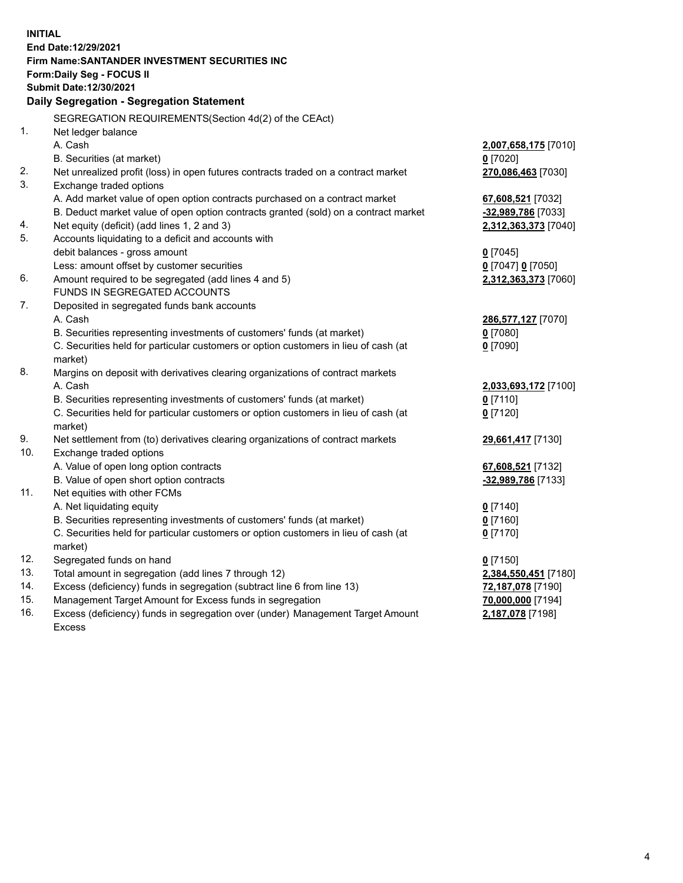**INITIAL**
**End Date:12/29/2021**
**Firm Name:SANTANDER INVESTMENT SECURITIES INC**
**Form:Daily Seg - FOCUS II**
**Submit Date:12/30/2021**

## Daily Segregation - Segregation Statement

SEGREGATION REQUIREMENTS(Section 4d(2) of the CEAct)

| | | |
|---|---|---|
| 1. | Net ledger balance | |
| | A. Cash | **2,007,658,175** [7010] |
| | B. Securities (at market) | **0** [7020] |
| 2. | Net unrealized profit (loss) in open futures contracts traded on a contract market | **270,086,463** [7030] |
| 3. | Exchange traded options | |
| | A. Add market value of open option contracts purchased on a contract market | **67,608,521** [7032] |
| | B. Deduct market value of open option contracts granted (sold) on a contract market | **-32,989,786** [7033] |
| 4. | Net equity (deficit) (add lines 1, 2 and 3) | **2,312,363,373** [7040] |
| 5. | Accounts liquidating to a deficit and accounts with debit balances - gross amount | **0** [7045] |
| | Less: amount offset by customer securities | **0** [7047] **0** [7050] |
| 6. | Amount required to be segregated (add lines 4 and 5) | **2,312,363,373** [7060] |
| | FUNDS IN SEGREGATED ACCOUNTS | |
| 7. | Deposited in segregated funds bank accounts | |
| | A. Cash | **286,577,127** [7070] |
| | B. Securities representing investments of customers' funds (at market) | **0** [7080] |
| | C. Securities held for particular customers or option customers in lieu of cash (at market) | **0** [7090] |
| 8. | Margins on deposit with derivatives clearing organizations of contract markets | |
| | A. Cash | **2,033,693,172** [7100] |
| | B. Securities representing investments of customers' funds (at market) | **0** [7110] |
| | C. Securities held for particular customers or option customers in lieu of cash (at market) | **0** [7120] |
| 9. | Net settlement from (to) derivatives clearing organizations of contract markets | **29,661,417** [7130] |
| 10. | Exchange traded options | |
| | A. Value of open long option contracts | **67,608,521** [7132] |
| | B. Value of open short option contracts | **-32,989,786** [7133] |
| 11. | Net equities with other FCMs | |
| | A. Net liquidating equity | **0** [7140] |
| | B. Securities representing investments of customers' funds (at market) | **0** [7160] |
| | C. Securities held for particular customers or option customers in lieu of cash (at market) | **0** [7170] |
| 12. | Segregated funds on hand | **0** [7150] |
| 13. | Total amount in segregation (add lines 7 through 12) | **2,384,550,451** [7180] |
| 14. | Excess (deficiency) funds in segregation (subtract line 6 from line 13) | **72,187,078** [7190] |
| 15. | Management Target Amount for Excess funds in segregation | **70,000,000** [7194] |
| 16. | Excess (deficiency) funds in segregation over (under) Management Target Amount Excess | **2,187,078** [7198] |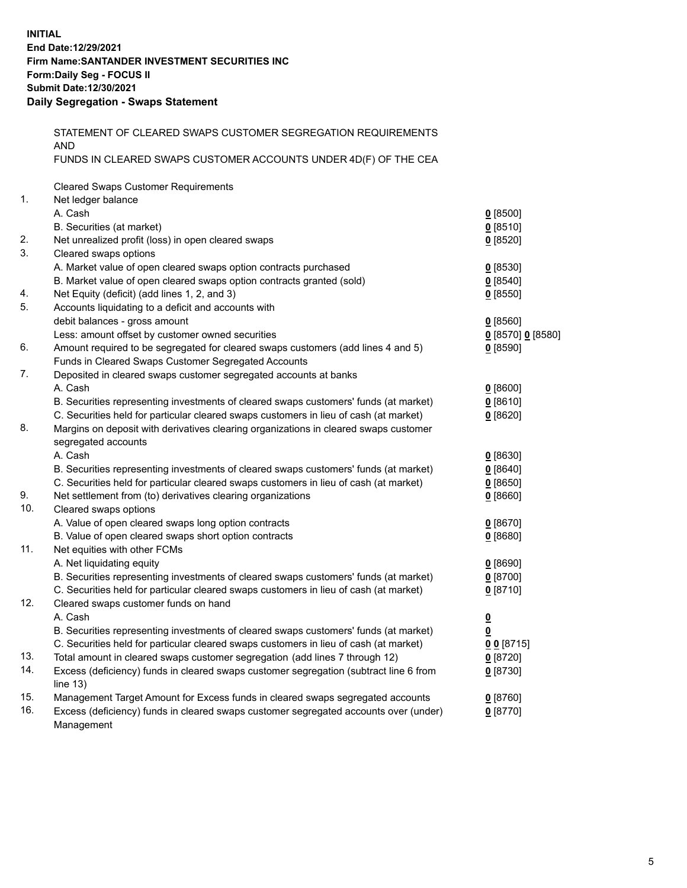**INITIAL**
**End Date:12/29/2021**
**Firm Name:SANTANDER INVESTMENT SECURITIES INC**
**Form:Daily Seg - FOCUS II**
**Submit Date:12/30/2021**
**Daily Segregation - Swaps Statement**

STATEMENT OF CLEARED SWAPS CUSTOMER SEGREGATION REQUIREMENTS AND FUNDS IN CLEARED SWAPS CUSTOMER ACCOUNTS UNDER 4D(F) OF THE CEA

| | | |
|---|---|---|
| | Cleared Swaps Customer Requirements | |
| 1. | Net ledger balance | |
| | A. Cash | 0 [8500] |
| | B. Securities (at market) | 0 [8510] |
| 2. | Net unrealized profit (loss) in open cleared swaps | 0 [8520] |
| 3. | Cleared swaps options | |
| | A. Market value of open cleared swaps option contracts purchased | 0 [8530] |
| | B. Market value of open cleared swaps option contracts granted (sold) | 0 [8540] |
| 4. | Net Equity (deficit) (add lines 1, 2, and 3) | 0 [8550] |
| 5. | Accounts liquidating to a deficit and accounts with debit balances - gross amount | 0 [8560] |
| | Less: amount offset by customer owned securities | 0 [8570] 0 [8580] |
| 6. | Amount required to be segregated for cleared swaps customers (add lines 4 and 5) | 0 [8590] |
| | Funds in Cleared Swaps Customer Segregated Accounts | |
| 7. | Deposited in cleared swaps customer segregated accounts at banks | |
| | A. Cash | 0 [8600] |
| | B. Securities representing investments of cleared swaps customers' funds (at market) | 0 [8610] |
| | C. Securities held for particular cleared swaps customers in lieu of cash (at market) | 0 [8620] |
| 8. | Margins on deposit with derivatives clearing organizations in cleared swaps customer segregated accounts | |
| | A. Cash | 0 [8630] |
| | B. Securities representing investments of cleared swaps customers' funds (at market) | 0 [8640] |
| | C. Securities held for particular cleared swaps customers in lieu of cash (at market) | 0 [8650] |
| 9. | Net settlement from (to) derivatives clearing organizations | 0 [8660] |
| 10. | Cleared swaps options | |
| | A. Value of open cleared swaps long option contracts | 0 [8670] |
| | B. Value of open cleared swaps short option contracts | 0 [8680] |
| 11. | Net equities with other FCMs | |
| | A. Net liquidating equity | 0 [8690] |
| | B. Securities representing investments of cleared swaps customers' funds (at market) | 0 [8700] |
| | C. Securities held for particular cleared swaps customers in lieu of cash (at market) | 0 [8710] |
| 12. | Cleared swaps customer funds on hand | |
| | A. Cash | 0 |
| | B. Securities representing investments of cleared swaps customers' funds (at market) | 0 |
| | C. Securities held for particular cleared swaps customers in lieu of cash (at market) | 0 0 [8715] |
| 13. | Total amount in cleared swaps customer segregation (add lines 7 through 12) | 0 [8720] |
| 14. | Excess (deficiency) funds in cleared swaps customer segregation (subtract line 6 from line 13) | 0 [8730] |
| 15. | Management Target Amount for Excess funds in cleared swaps segregated accounts | 0 [8760] |
| 16. | Excess (deficiency) funds in cleared swaps customer segregated accounts over (under) Management | 0 [8770] |